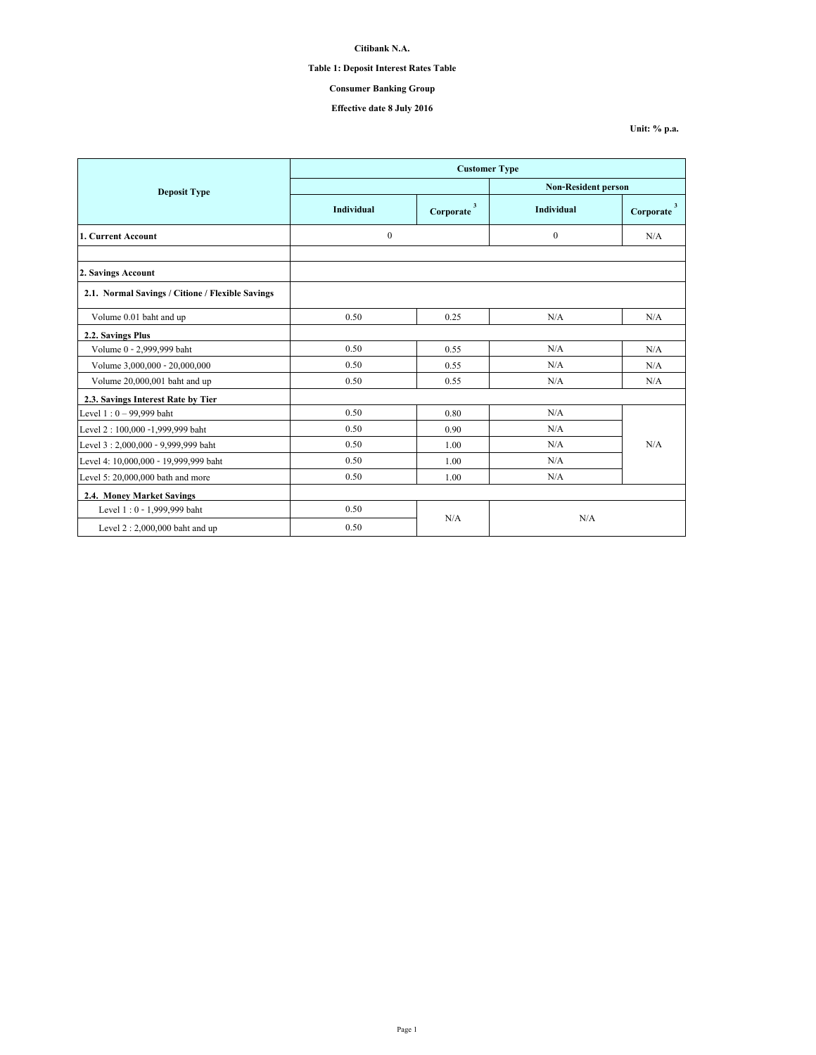**Citibank N.A.**

**Table 1: Deposit Interest Rates Table**

**Consumer Banking Group**

**Effective date 8 July 2016**

**Unit: % p.a.**

| Deposit Type | Customer Type | | | |
|---|---|---|---|---|
| | | | Non-Resident person | |
| | Individual | Corporate [3] | Individual | Corporate [3] |
| **1. Current Account** | 0 | | 0 | N/A |
| | | | | |
| **2. Savings Account** | | | | |
| **2.1. Normal Savings / Citione / Flexible Savings** | | | | |
| Volume 0.01 baht and up | 0.50 | 0.25 | N/A | N/A |
| **2.2. Savings Plus** | | | | |
| Volume 0 - 2,999,999 baht | 0.50 | 0.55 | N/A | N/A |
| Volume 3,000,000 - 20,000,000 | 0.50 | 0.55 | N/A | N/A |
| Volume 20,000,001 baht and up | 0.50 | 0.55 | N/A | N/A |
| **2.3. Savings Interest Rate by Tier** | | | | |
| Level 1 : 0 – 99,999 baht | 0.50 | 0.80 | N/A | N/A |
| Level 2 : 100,000 -1,999,999 baht | 0.50 | 0.90 | N/A | |
| Level 3 : 2,000,000 - 9,999,999 baht | 0.50 | 1.00 | N/A | |
| Level 4: 10,000,000 - 19,999,999 baht | 0.50 | 1.00 | N/A | |
| Level 5: 20,000,000 bath and more | 0.50 | 1.00 | N/A | |
| **2.4. Money Market Savings** | | | | |
| Level 1 : 0 - 1,999,999 baht | 0.50 | N/A | N/A | |
| Level 2 : 2,000,000 baht and up | 0.50 | | | |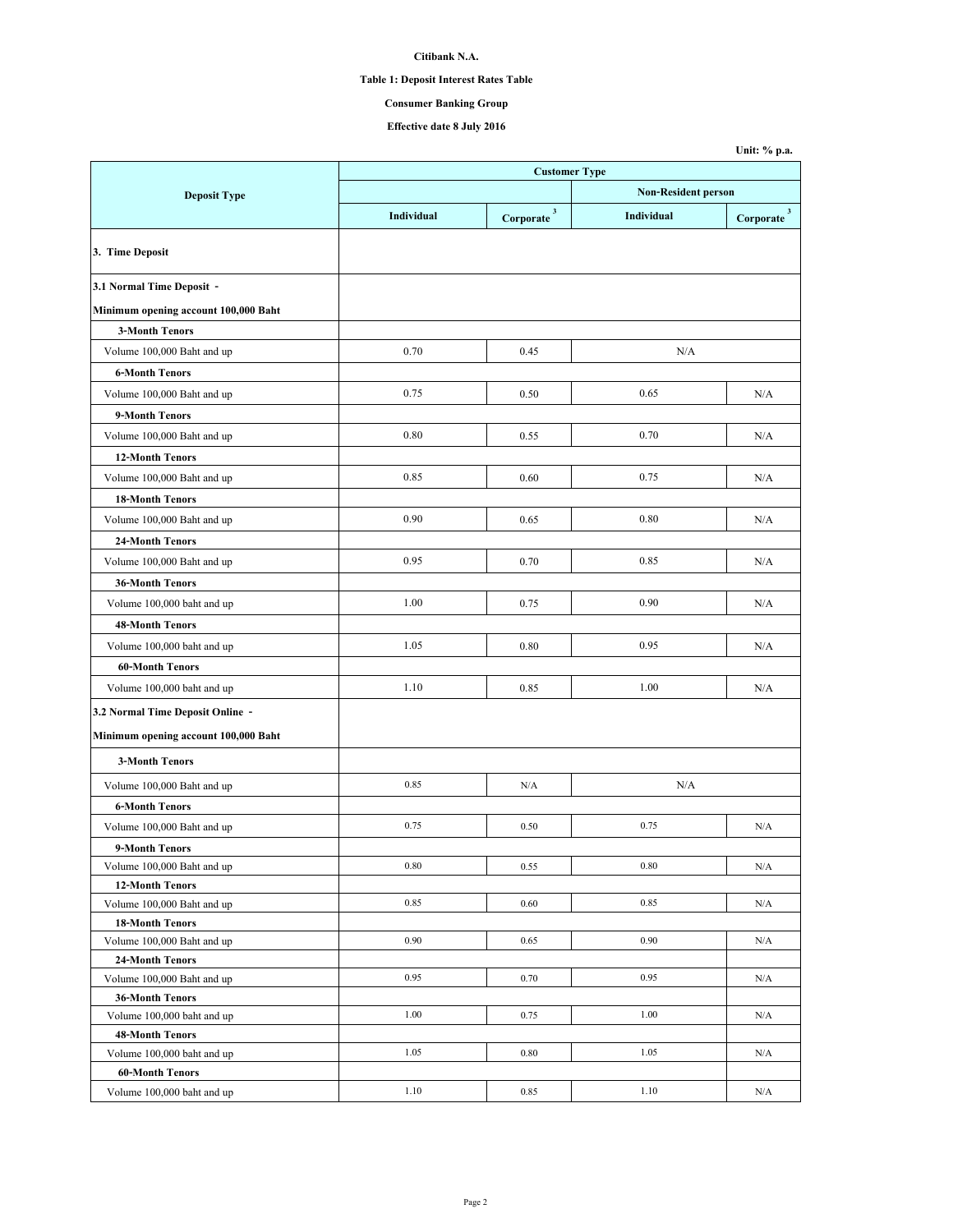Citibank N.A.

Table 1: Deposit Interest Rates Table

Consumer Banking Group

Effective date 8 July 2016

Unit: % p.a.

| Deposit Type | Customer Type | | | |
|---|---|---|---|---|
| | | | Non-Resident person | |
| | Individual | Corporate [3] | Individual | Corporate [3] |
| **3. Time Deposit** | | | | |
| **3.1 Normal Time Deposit - Minimum opening account 100,000 Baht** | | | | |
| **3-Month Tenors** | | | | |
| Volume 100,000 Baht and up | 0.70 | 0.45 | N/A | |
| **6-Month Tenors** | | | | |
| Volume 100,000 Baht and up | 0.75 | 0.50 | 0.65 | N/A |
| **9-Month Tenors** | | | | |
| Volume 100,000 Baht and up | 0.80 | 0.55 | 0.70 | N/A |
| **12-Month Tenors** | | | | |
| Volume 100,000 Baht and up | 0.85 | 0.60 | 0.75 | N/A |
| **18-Month Tenors** | | | | |
| Volume 100,000 Baht and up | 0.90 | 0.65 | 0.80 | N/A |
| **24-Month Tenors** | | | | |
| Volume 100,000 Baht and up | 0.95 | 0.70 | 0.85 | N/A |
| **36-Month Tenors** | | | | |
| Volume 100,000 baht and up | 1.00 | 0.75 | 0.90 | N/A |
| **48-Month Tenors** | | | | |
| Volume 100,000 baht and up | 1.05 | 0.80 | 0.95 | N/A |
| **60-Month Tenors** | | | | |
| Volume 100,000 baht and up | 1.10 | 0.85 | 1.00 | N/A |
| **3.2 Normal Time Deposit Online - Minimum opening account 100,000 Baht** | | | | |
| **3-Month Tenors** | | | | |
| Volume 100,000 Baht and up | 0.85 | N/A | N/A | |
| **6-Month Tenors** | | | | |
| Volume 100,000 Baht and up | 0.75 | 0.50 | 0.75 | N/A |
| **9-Month Tenors** | | | | |
| Volume 100,000 Baht and up | 0.80 | 0.55 | 0.80 | N/A |
| **12-Month Tenors** | | | | |
| Volume 100,000 Baht and up | 0.85 | 0.60 | 0.85 | N/A |
| **18-Month Tenors** | | | | |
| Volume 100,000 Baht and up | 0.90 | 0.65 | 0.90 | N/A |
| **24-Month Tenors** | | | | |
| Volume 100,000 Baht and up | 0.95 | 0.70 | 0.95 | N/A |
| **36-Month Tenors** | | | | |
| Volume 100,000 baht and up | 1.00 | 0.75 | 1.00 | N/A |
| **48-Month Tenors** | | | | |
| Volume 100,000 baht and up | 1.05 | 0.80 | 1.05 | N/A |
| **60-Month Tenors** | | | | |
| Volume 100,000 baht and up | 1.10 | 0.85 | 1.10 | N/A |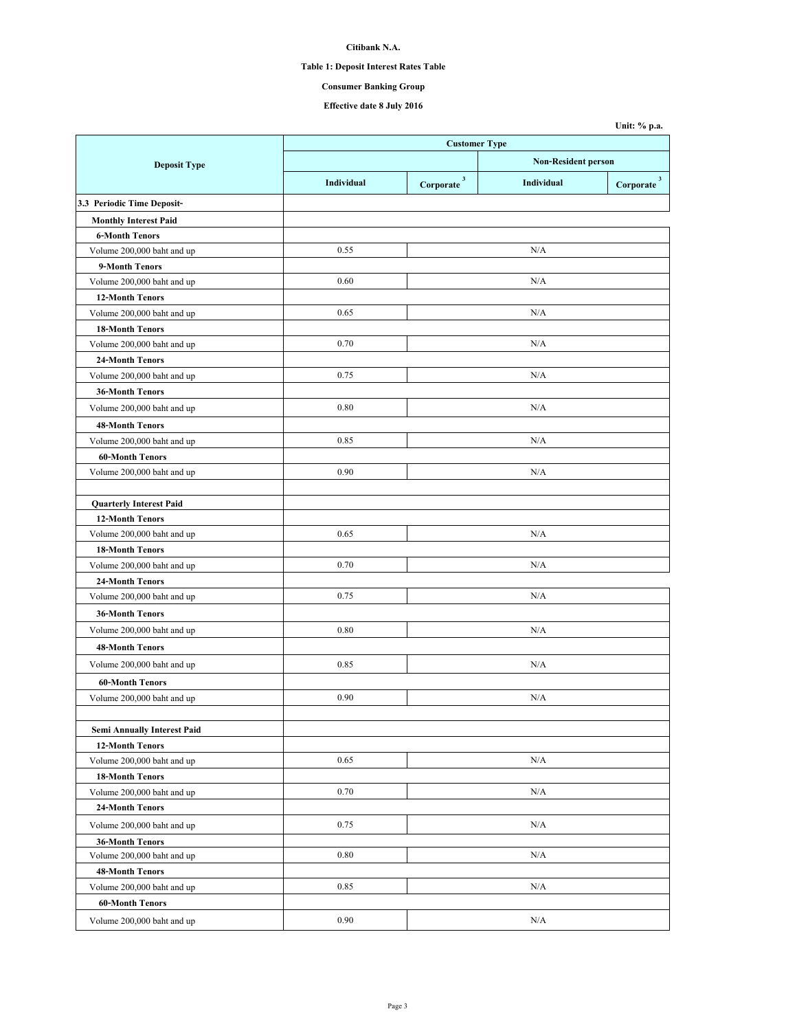**Citibank N.A.**

**Table 1: Deposit Interest Rates Table**

**Consumer Banking Group**

**Effective date 8 July 2016**

**Unit: % p.a.**

| Deposit Type | Customer Type | | | |
|---|---|---|---|---|
| | | | Non-Resident person | |
| | Individual | Corporate [3] | Individual | Corporate [3] |
| **3.3 Periodic Time Deposit-** | | | | |
| **Monthly Interest Paid** | | | | |
| **6-Month Tenors** | | | | |
| Volume 200,000 baht and up | 0.55 | N/A | | |
| **9-Month Tenors** | | | | |
| Volume 200,000 baht and up | 0.60 | N/A | | |
| **12-Month Tenors** | | | | |
| Volume 200,000 baht and up | 0.65 | N/A | | |
| **18-Month Tenors** | | | | |
| Volume 200,000 baht and up | 0.70 | N/A | | |
| **24-Month Tenors** | | | | |
| Volume 200,000 baht and up | 0.75 | N/A | | |
| **36-Month Tenors** | | | | |
| Volume 200,000 baht and up | 0.80 | N/A | | |
| **48-Month Tenors** | | | | |
| Volume 200,000 baht and up | 0.85 | N/A | | |
| **60-Month Tenors** | | | | |
| Volume 200,000 baht and up | 0.90 | N/A | | |
| | | | | |
| **Quarterly Interest Paid** | | | | |
| **12-Month Tenors** | | | | |
| Volume 200,000 baht and up | 0.65 | N/A | | |
| **18-Month Tenors** | | | | |
| Volume 200,000 baht and up | 0.70 | N/A | | |
| **24-Month Tenors** | | | | |
| Volume 200,000 baht and up | 0.75 | N/A | | |
| **36-Month Tenors** | | | | |
| Volume 200,000 baht and up | 0.80 | N/A | | |
| **48-Month Tenors** | | | | |
| Volume 200,000 baht and up | 0.85 | N/A | | |
| **60-Month Tenors** | | | | |
| Volume 200,000 baht and up | 0.90 | N/A | | |
| | | | | |
| **Semi Annually Interest Paid** | | | | |
| **12-Month Tenors** | | | | |
| Volume 200,000 baht and up | 0.65 | N/A | | |
| **18-Month Tenors** | | | | |
| Volume 200,000 baht and up | 0.70 | N/A | | |
| **24-Month Tenors** | | | | |
| Volume 200,000 baht and up | 0.75 | N/A | | |
| **36-Month Tenors** | | | | |
| Volume 200,000 baht and up | 0.80 | N/A | | |
| **48-Month Tenors** | | | | |
| Volume 200,000 baht and up | 0.85 | N/A | | |
| **60-Month Tenors** | | | | |
| Volume 200,000 baht and up | 0.90 | N/A | | |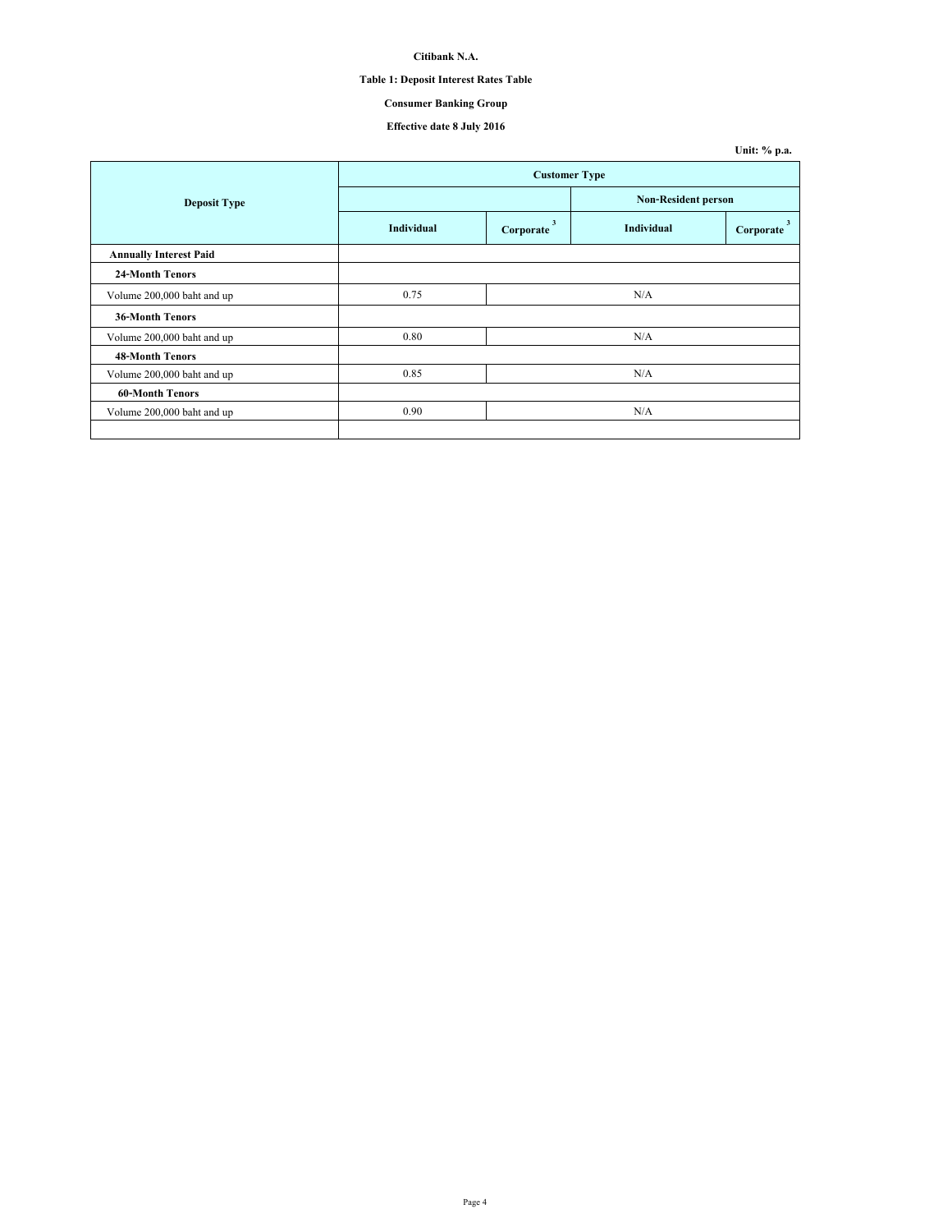**Citibank N.A.**

**Table 1: Deposit Interest Rates Table**

**Consumer Banking Group**

**Effective date 8 July 2016**

**Unit: % p.a.**

| Deposit Type | Customer Type | | | |
|---|---|---|---|---|
| | | | Non-Resident person | |
| | Individual | Corporate [3] | Individual | Corporate [3] |
| **Annually Interest Paid** | | | | |
| **24-Month Tenors** | | | | |
| Volume 200,000 baht and up | 0.75 | N/A | | |
| **36-Month Tenors** | | | | |
| Volume 200,000 baht and up | 0.80 | N/A | | |
| **48-Month Tenors** | | | | |
| Volume 200,000 baht and up | 0.85 | N/A | | |
| **60-Month Tenors** | | | | |
| Volume 200,000 baht and up | 0.90 | N/A | | |
| | | | | |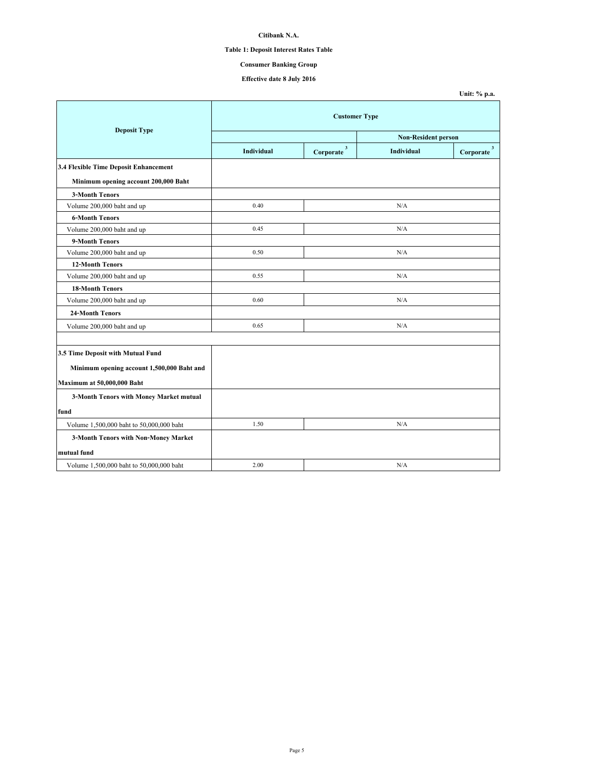**Citibank N.A.**

**Table 1: Deposit Interest Rates Table**

**Consumer Banking Group**

**Effective date 8 July 2016**

**Unit: % p.a.**

| Deposit Type | Customer Type | | | |
|---|---|---|---|---|
| | | | Non-Resident person | |
| | Individual | Corporate [3] | Individual | Corporate [3] |
| **3.4 Flexible Time Deposit Enhancement** | | | | |
| **Minimum opening account 200,000 Baht** | | | | |
| **3-Month Tenors** | | | | |
| Volume 200,000 baht and up | 0.40 | N/A | | |
| **6-Month Tenors** | | | | |
| Volume 200,000 baht and up | 0.45 | N/A | | |
| **9-Month Tenors** | | | | |
| Volume 200,000 baht and up | 0.50 | N/A | | |
| **12-Month Tenors** | | | | |
| Volume 200,000 baht and up | 0.55 | N/A | | |
| **18-Month Tenors** | | | | |
| Volume 200,000 baht and up | 0.60 | N/A | | |
| **24-Month Tenors** | | | | |
| Volume 200,000 baht and up | 0.65 | N/A | | |
| | | | | |
| **3.5 Time Deposit with Mutual Fund** | | | | |
| **Minimum opening account 1,500,000 Baht and Maximum at 50,000,000 Baht** | | | | |
| **3-Month Tenors with Money Market mutual fund** | | | | |
| Volume 1,500,000 baht to 50,000,000 baht | 1.50 | N/A | | |
| **3-Month Tenors with Non-Money Market mutual fund** | | | | |
| Volume 1,500,000 baht to 50,000,000 baht | 2.00 | N/A | | |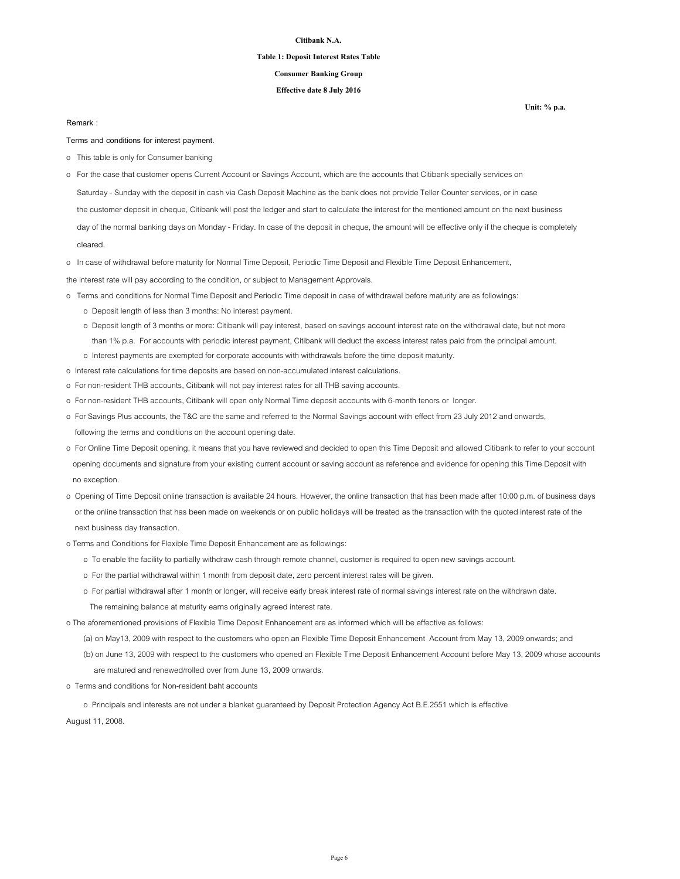**Citibank N.A.**

**Table 1: Deposit Interest Rates Table**

**Consumer Banking Group**

**Effective date 8 July 2016**

**Unit: % p.a.**

Remark :

Terms and conditions for interest payment.

- This table is only for Consumer banking
- For the case that customer opens Current Account or Savings Account, which are the accounts that Citibank specially services on Saturday - Sunday with the deposit in cash via Cash Deposit Machine as the bank does not provide Teller Counter services, or in case the customer deposit in cheque, Citibank will post the ledger and start to calculate the interest for the mentioned amount on the next business day of the normal banking days on Monday - Friday. In case of the deposit in cheque, the amount will be effective only if the cheque is completely cleared.
- In case of withdrawal before maturity for Normal Time Deposit, Periodic Time Deposit and Flexible Time Deposit Enhancement, the interest rate will pay according to the condition, or subject to Management Approvals.
- Terms and conditions for Normal Time Deposit and Periodic Time deposit in case of withdrawal before maturity are as followings:
  - Deposit length of less than 3 months: No interest payment.
  - Deposit length of 3 months or more: Citibank will pay interest, based on savings account interest rate on the withdrawal date, but not more than 1% p.a. For accounts with periodic interest payment, Citibank will deduct the excess interest rates paid from the principal amount.
  - Interest payments are exempted for corporate accounts with withdrawals before the time deposit maturity.
- Interest rate calculations for time deposits are based on non-accumulated interest calculations.
- For non-resident THB accounts, Citibank will not pay interest rates for all THB saving accounts.
- For non-resident THB accounts, Citibank will open only Normal Time deposit accounts with 6-month tenors or longer.
- For Savings Plus accounts, the T&C are the same and referred to the Normal Savings account with effect from 23 July 2012 and onwards, following the terms and conditions on the account opening date.
- For Online Time Deposit opening, it means that you have reviewed and decided to open this Time Deposit and allowed Citibank to refer to your account opening documents and signature from your existing current account or saving account as reference and evidence for opening this Time Deposit with no exception.
- Opening of Time Deposit online transaction is available 24 hours. However, the online transaction that has been made after 10:00 p.m. of business days or the online transaction that has been made on weekends or on public holidays will be treated as the transaction with the quoted interest rate of the next business day transaction.
- Terms and Conditions for Flexible Time Deposit Enhancement are as followings:
  - To enable the facility to partially withdraw cash through remote channel, customer is required to open new savings account.
  - For the partial withdrawal within 1 month from deposit date, zero percent interest rates will be given.
  - For partial withdrawal after 1 month or longer, will receive early break interest rate of normal savings interest rate on the withdrawn date. The remaining balance at maturity earns originally agreed interest rate.
- The aforementioned provisions of Flexible Time Deposit Enhancement are as informed which will be effective as follows:
  - (a) on May13, 2009 with respect to the customers who open an Flexible Time Deposit Enhancement Account from May 13, 2009 onwards; and
  - (b) on June 13, 2009 with respect to the customers who opened an Flexible Time Deposit Enhancement Account before May 13, 2009 whose accounts are matured and renewed/rolled over from June 13, 2009 onwards.
- Terms and conditions for Non-resident baht accounts
  - Principals and interests are not under a blanket guaranteed by Deposit Protection Agency Act B.E.2551 which is effective August 11, 2008.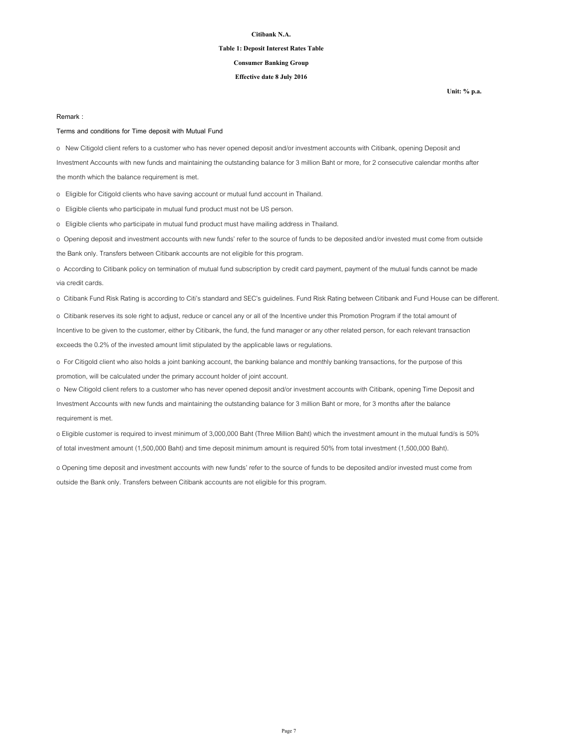**Citibank N.A.**

**Table 1: Deposit Interest Rates Table**

**Consumer Banking Group**

**Effective date 8 July 2016**

**Unit: % p.a.**

Remark :

**Terms and conditions for Time deposit with Mutual Fund**

o New Citigold client refers to a customer who has never opened deposit and/or investment accounts with Citibank, opening Deposit and Investment Accounts with new funds and maintaining the outstanding balance for 3 million Baht or more, for 2 consecutive calendar months after the month which the balance requirement is met.

o Eligible for Citigold clients who have saving account or mutual fund account in Thailand.

o Eligible clients who participate in mutual fund product must not be US person.

o Eligible clients who participate in mutual fund product must have mailing address in Thailand.

o Opening deposit and investment accounts with new funds' refer to the source of funds to be deposited and/or invested must come from outside the Bank only. Transfers between Citibank accounts are not eligible for this program.

o According to Citibank policy on termination of mutual fund subscription by credit card payment, payment of the mutual funds cannot be made via credit cards.

o Citibank Fund Risk Rating is according to Citi's standard and SEC's guidelines. Fund Risk Rating between Citibank and Fund House can be different.

o Citibank reserves its sole right to adjust, reduce or cancel any or all of the Incentive under this Promotion Program if the total amount of Incentive to be given to the customer, either by Citibank, the fund, the fund manager or any other related person, for each relevant transaction exceeds the 0.2% of the invested amount limit stipulated by the applicable laws or regulations.

o For Citigold client who also holds a joint banking account, the banking balance and monthly banking transactions, for the purpose of this promotion, will be calculated under the primary account holder of joint account.

o New Citigold client refers to a customer who has never opened deposit and/or investment accounts with Citibank, opening Time Deposit and Investment Accounts with new funds and maintaining the outstanding balance for 3 million Baht or more, for 3 months after the balance requirement is met.

o Eligible customer is required to invest minimum of 3,000,000 Baht (Three Million Baht) which the investment amount in the mutual fund/s is 50% of total investment amount (1,500,000 Baht) and time deposit minimum amount is required 50% from total investment (1,500,000 Baht).

o Opening time deposit and investment accounts with new funds' refer to the source of funds to be deposited and/or invested must come from outside the Bank only. Transfers between Citibank accounts are not eligible for this program.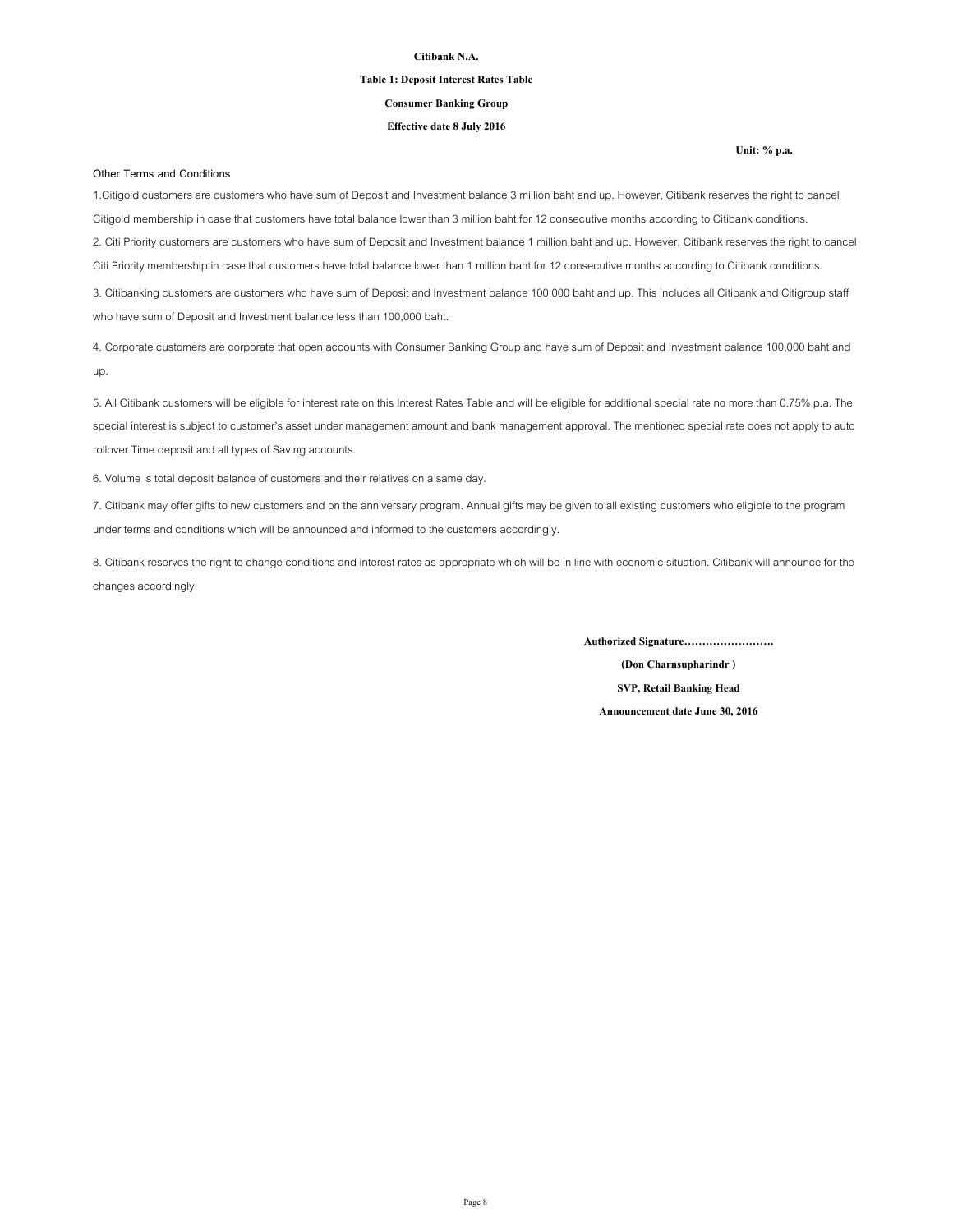**Citibank N.A.**

**Table 1: Deposit Interest Rates Table**

**Consumer Banking Group**

**Effective date 8 July 2016**

**Unit: % p.a.**

Other Terms and Conditions

1.Citigold customers are customers who have sum of Deposit and Investment balance 3 million baht and up. However, Citibank reserves the right to cancel Citigold membership in case that customers have total balance lower than 3 million baht for 12 consecutive months according to Citibank conditions.

2. Citi Priority customers are customers who have sum of Deposit and Investment balance 1 million baht and up. However, Citibank reserves the right to cancel Citi Priority membership in case that customers have total balance lower than 1 million baht for 12 consecutive months according to Citibank conditions.

3. Citibanking customers are customers who have sum of Deposit and Investment balance 100,000 baht and up. This includes all Citibank and Citigroup staff who have sum of Deposit and Investment balance less than 100,000 baht.

4. Corporate customers are corporate that open accounts with Consumer Banking Group and have sum of Deposit and Investment balance 100,000 baht and up.

5. All Citibank customers will be eligible for interest rate on this Interest Rates Table and will be eligible for additional special rate no more than 0.75% p.a. The special interest is subject to customer's asset under management amount and bank management approval. The mentioned special rate does not apply to auto rollover Time deposit and all types of Saving accounts.

6. Volume is total deposit balance of customers and their relatives on a same day.

7. Citibank may offer gifts to new customers and on the anniversary program. Annual gifts may be given to all existing customers who eligible to the program under terms and conditions which will be announced and informed to the customers accordingly.

8. Citibank reserves the right to change conditions and interest rates as appropriate which will be in line with economic situation. Citibank will announce for the changes accordingly.

**Authorized Signature…………………….**

**(Don Charnsupharindr )**

**SVP, Retail Banking Head**

**Announcement date June 30, 2016**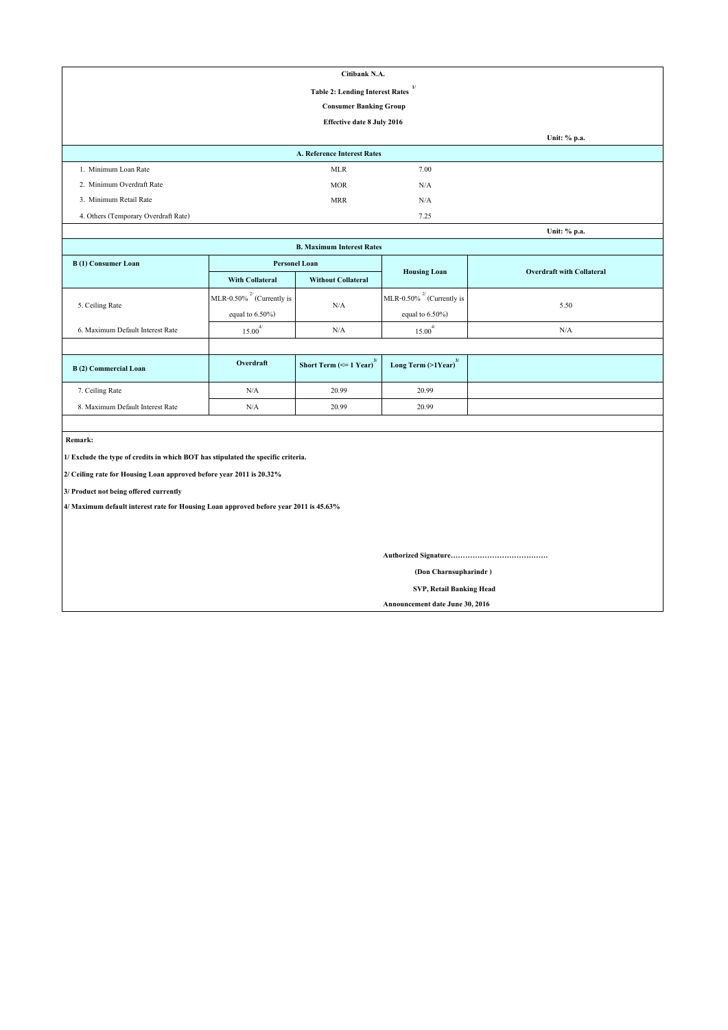**Citibank N.A.**

**Table 2: Lending Interest Rates** [1/]

**Consumer Banking Group**

**Effective date 8 July 2016**

**Unit: % p.a.**

**A. Reference Interest Rates**

| | | |
|---|---|---|
| 1. Minimum Loan Rate | MLR | 7.00 |
| 2. Minimum Overdraft Rate | MOR | N/A |
| 3. Minimum Retail Rate | MRR | N/A |
| 4. Others (Temporary Overdraft Rate) | | 7.25 |

**Unit: % p.a.**

**B. Maximum Interest Rates**

| **B (1) Consumer Loan** | **Personel Loan** | | **Housing Loan** | **Overdraft with Collateral** |
|---|---|---|---|---|
| | **With Collateral** | **Without Collateral** | | |
| 5. Ceiling Rate | MLR-0.50% [2/] (Currently is equal to 6.50%) | N/A | MLR-0.50% [2/] (Currently is equal to 6.50%) | 5.50 |
| 6. Maximum Default Interest Rate | 15.00 [4/] | N/A | 15.00 [4/] | N/A |

| **B (2) Commercial Loan** | **Overdraft** | **Short Term (<= 1 Year)** [3/] | **Long Term (>1Year)** [3/] |
|---|---|---|---|
| 7. Ceiling Rate | N/A | 20.99 | 20.99 |
| 8. Maximum Default Interest Rate | N/A | 20.99 | 20.99 |

**Remark:**

**1/ Exclude the type of credits in which BOT has stipulated the specific criteria.**

**2/ Ceiling rate for Housing Loan approved before year 2011 is 20.32%**

**3/ Product not being offered currently**

**4/ Maximum default interest rate for Housing Loan approved before year 2011 is 45.63%**

**Authorized Signature…………………………………**

**(Don Charnsupharindr )**

**SVP, Retail Banking Head**

**Announcement date June 30, 2016**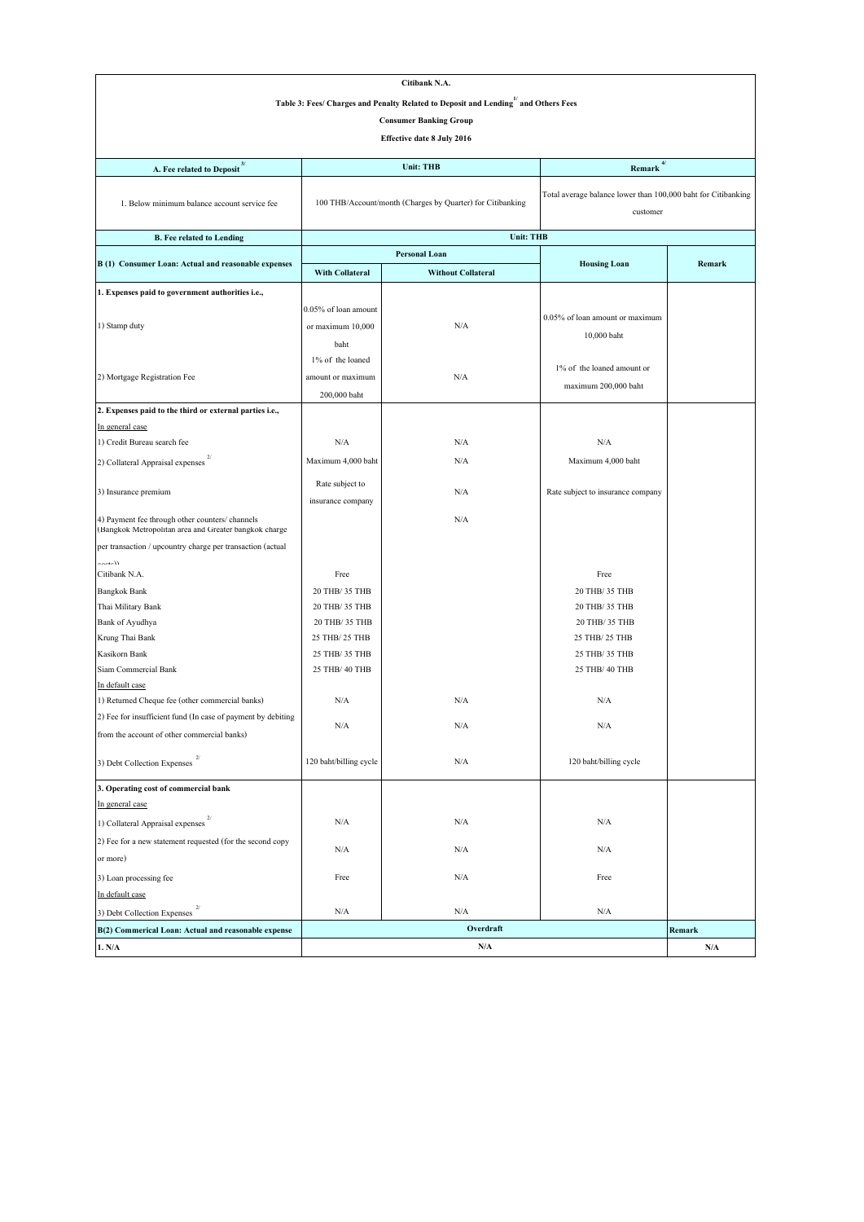**Citibank N.A.**

**Table 3: Fees/ Charges and Penalty Related to Deposit and Lending[1/] and Others Fees**

**Consumer Banking Group**

**Effective date 8 July 2016**

| A. Fee related to Deposit[3/] | Unit: THB | | Remark[4/] | |
|---|---|---|---|---|
| 1. Below minimum balance account service fee | 100 THB/Account/month (Charges by Quarter) for Citibanking | | Total average balance lower than 100,000 baht for Citibanking customer | |
| **B. Fee related to Lending** | **Unit: THB** | | | |
| **B (1) Consumer Loan: Actual and reasonable expenses** | **Personal Loan** | | **Housing Loan** | **Remark** |
| | **With Collateral** | **Without Collateral** | | |
| **1. Expenses paid to government authorities i.e.,** | | | | |
| 1) Stamp duty | 0.05% of loan amount or maximum 10,000 baht | N/A | 0.05% of loan amount or maximum 10,000 baht | |
| 2) Mortgage Registration Fee | 1% of the loaned amount or maximum 200,000 baht | N/A | 1% of the loaned amount or maximum 200,000 baht | |
| **2. Expenses paid to the third or external parties i.e.,** | | | | |
| In general case | | | | |
| 1) Credit Bureau search fee | N/A | N/A | N/A | |
| 2) Collateral Appraisal expenses[2/] | Maximum 4,000 baht | N/A | Maximum 4,000 baht | |
| 3) Insurance premium | Rate subject to insurance company | N/A | Rate subject to insurance company | |
| 4) Payment fee through other counters/ channels (Bangkok Metropolitan area and Greater bangkok charge per transaction / upcountry charge per transaction (actual costs)) | | N/A | | |
| Citibank N.A. | Free | | Free | |
| Bangkok Bank | 20 THB/ 35 THB | | 20 THB/ 35 THB | |
| Thai Military Bank | 20 THB/ 35 THB | | 20 THB/ 35 THB | |
| Bank of Ayudhya | 20 THB/ 35 THB | | 20 THB/ 35 THB | |
| Krung Thai Bank | 25 THB/ 25 THB | | 25 THB/ 25 THB | |
| Kasikorn Bank | 25 THB/ 35 THB | | 25 THB/ 35 THB | |
| Siam Commercial Bank | 25 THB/ 40 THB | | 25 THB/ 40 THB | |
| In default case | | | | |
| 1) Returned Cheque fee (other commercial banks) | N/A | N/A | N/A | |
| 2) Fee for insufficient fund (In case of payment by debiting from the account of other commercial banks) | N/A | N/A | N/A | |
| 3) Debt Collection Expenses[2/] | 120 baht/billing cycle | N/A | 120 baht/billing cycle | |
| **3. Operating cost of commercial bank** | | | | |
| In general case | | | | |
| 1) Collateral Appraisal expenses[2/] | N/A | N/A | N/A | |
| 2) Fee for a new statement requested (for the second copy or more) | N/A | N/A | N/A | |
| 3) Loan processing fee | Free | N/A | Free | |
| In default case | | | | |
| 3) Debt Collection Expenses[2/] | N/A | N/A | N/A | |
| **B(2) Commerical Loan: Actual and reasonable expense** | **Overdraft** | | | **Remark** |
| **1. N/A** | **N/A** | | | **N/A** |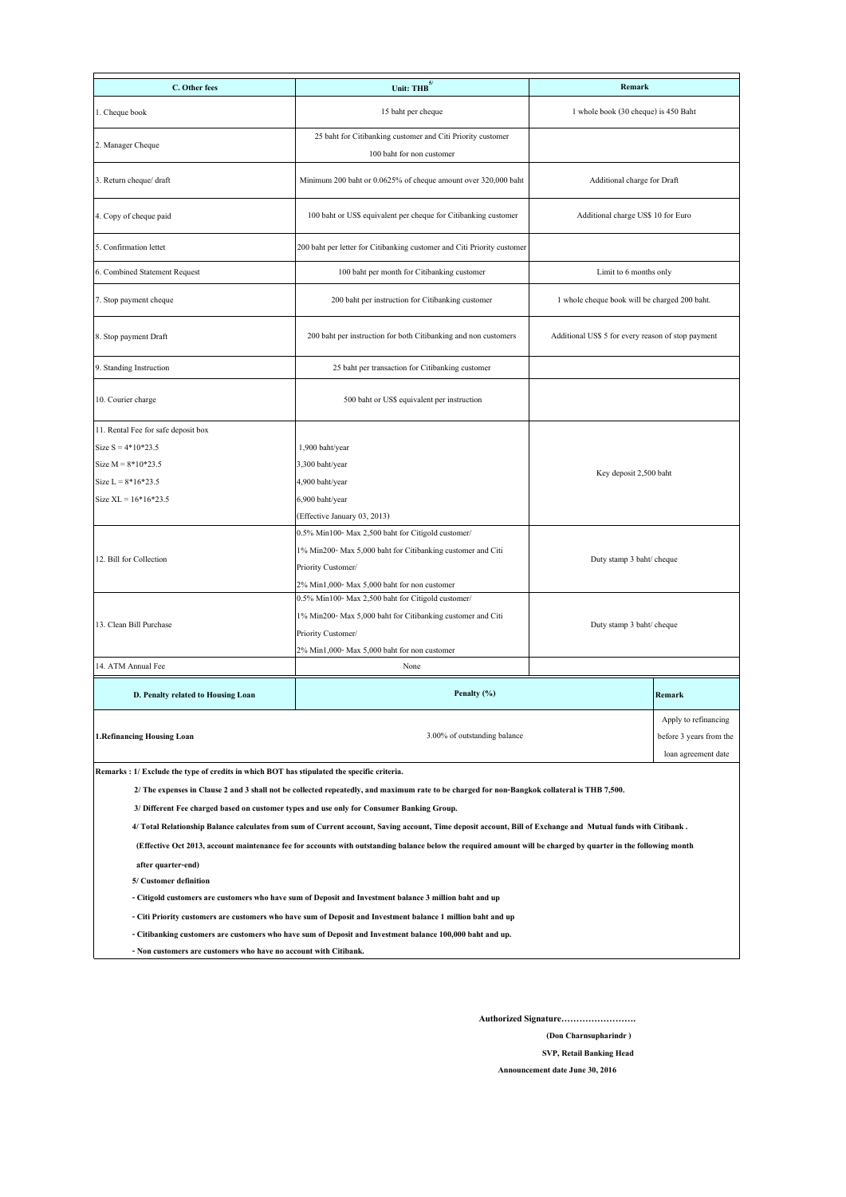| C. Other fees | Unit: THB[5/] | Remark |
|---|---|---|
| 1. Cheque book | 15 baht per cheque | 1 whole book (30 cheque) is 450 Baht |
| 2. Manager Cheque | 25 baht for Citibanking customer and Citi Priority customer<br>100 baht for non customer | |
| 3. Return cheque/ draft | Minimum 200 baht or 0.0625% of cheque amount over 320,000 baht | Additional charge for Draft |
| 4. Copy of cheque paid | 100 baht or US$ equivalent per cheque for Citibanking customer | Additional charge US$ 10 for Euro |
| 5. Confirmation lettet | 200 baht per letter for Citibanking customer and Citi Priority customer | |
| 6. Combined Statement Request | 100 baht per month for Citibanking customer | Limit to 6 months only |
| 7. Stop payment cheque | 200 baht per instruction for Citibanking customer | 1 whole cheque book will be charged 200 baht. |
| 8. Stop payment Draft | 200 baht per instruction for both Citibanking and non customers | Additional US$ 5 for every reason of stop payment |
| 9. Standing Instruction | 25 baht per transaction for Citibanking customer | |
| 10. Courier charge | 500 baht or US$ equivalent per instruction | |
| 11. Rental Fee for safe deposit box<br>Size S = 4*10*23.5<br>Size M = 8*10*23.5<br>Size L = 8*16*23.5<br>Size XL = 16*16*23.5 | <br>1,900 baht/year<br>3,300 baht/year<br>4,900 baht/year<br>6,900 baht/year<br>(Effective January 03, 2013) | Key deposit 2,500 baht |
| 12. Bill for Collection | 0.5% Min100- Max 2,500 baht for Citigold customer/<br>1% Min200- Max 5,000 baht for Citibanking customer and Citi Priority Customer/<br>2% Min1,000- Max 5,000 baht for non customer | Duty stamp 3 baht/ cheque |
| 13. Clean Bill Purchase | 0.5% Min100- Max 2,500 baht for Citigold customer/<br>1% Min200- Max 5,000 baht for Citibanking customer and Citi Priority Customer/<br>2% Min1,000- Max 5,000 baht for non customer | Duty stamp 3 baht/ cheque |
| 14. ATM Annual Fee | None | |

| D. Penalty related to Housing Loan | Penalty (%) | Remark |
|---|---|---|
| **1.Refinancing Housing Loan** | 3.00% of outstanding balance | Apply to refinancing before 3 years from the loan agreement date |

**Remarks : 1/ Exclude the type of credits in which BOT has stipulated the specific criteria.**

**2/ The expenses in Clause 2 and 3 shall not be collected repeatedly, and maximum rate to be charged for non-Bangkok collateral is THB 7,500.**

**3/ Different Fee charged based on customer types and use only for Consumer Banking Group.**

**4/ Total Relationship Balance calculates from sum of Current account, Saving account, Time deposit account, Bill of Exchange and Mutual funds with Citibank .**

**(Effective Oct 2013, account maintenance fee for accounts with outstanding balance below the required amount will be charged by quarter in the following month after quarter-end)**

**5/ Customer definition**

**- Citigold customers are customers who have sum of Deposit and Investment balance 3 million baht and up**

**- Citi Priority customers are customers who have sum of Deposit and Investment balance 1 million baht and up**

**- Citibanking customers are customers who have sum of Deposit and Investment balance 100,000 baht and up.**

**- Non customers are customers who have no account with Citibank.**

**Authorized Signature…………………….**

**(Don Charnsupharindr )**

**SVP, Retail Banking Head**

**Announcement date June 30, 2016**